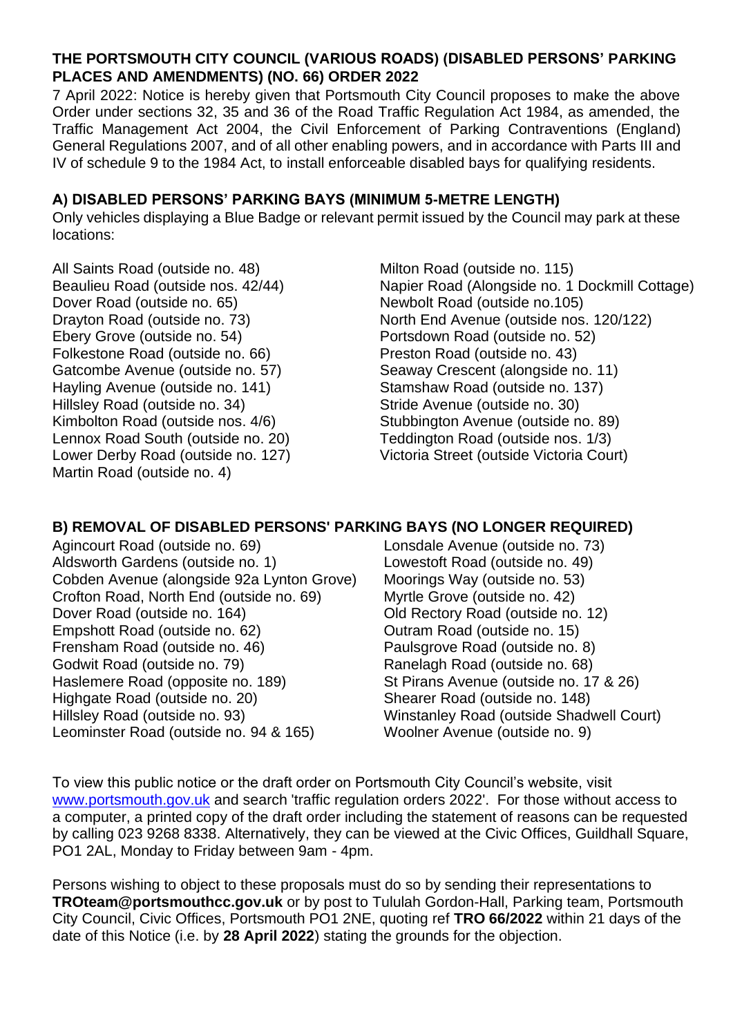## THE PORTSMOUTH CITY COUNCIL (VARIOUS ROADS) (DISABLED PERSONS' PARKING PLACES AND AMENDMENTS) (NO. 66) ORDER 2022

7 April 2022: Notice is hereby given that Portsmouth City Council proposes to make the above Order under sections 32, 35 and 36 of the Road Traffic Regulation Act 1984, as amended, the Traffic Management Act 2004, the Civil Enforcement of Parking Contraventions (England) General Regulations 2007, and of all other enabling powers, and in accordance with Parts III and IV of schedule 9 to the 1984 Act, to install enforceable disabled bays for qualifying residents.

### A) DISABLED PERSONS' PARKING BAYS (MINIMUM 5-METRE LENGTH)

Only vehicles displaying a Blue Badge or relevant permit issued by the Council may park at these locations:

All Saints Road (outside no. 48)
Beaulieu Road (outside nos. 42/44)
Dover Road (outside no. 65)
Drayton Road (outside no. 73)
Ebery Grove (outside no. 54)
Folkestone Road (outside no. 66)
Gatcombe Avenue (outside no. 57)
Hayling Avenue (outside no. 141)
Hillsley Road (outside no. 34)
Kimbolton Road (outside nos. 4/6)
Lennox Road South (outside no. 20)
Lower Derby Road (outside no. 127)
Martin Road (outside no. 4)
Milton Road (outside no. 115)
Napier Road (Alongside no. 1 Dockmill Cottage)
Newbolt Road (outside no.105)
North End Avenue (outside nos. 120/122)
Portsdown Road (outside no. 52)
Preston Road (outside no. 43)
Seaway Crescent (alongside no. 11)
Stamshaw Road (outside no. 137)
Stride Avenue (outside no. 30)
Stubbington Avenue (outside no. 89)
Teddington Road (outside nos. 1/3)
Victoria Street (outside Victoria Court)

### B) REMOVAL OF DISABLED PERSONS' PARKING BAYS (NO LONGER REQUIRED)

Agincourt Road (outside no. 69)
Aldsworth Gardens (outside no. 1)
Cobden Avenue (alongside 92a Lynton Grove)
Crofton Road, North End (outside no. 69)
Dover Road (outside no. 164)
Empshott Road (outside no. 62)
Frensham Road (outside no. 46)
Godwit Road (outside no. 79)
Haslemere Road (opposite no. 189)
Highgate Road (outside no. 20)
Hillsley Road (outside no. 93)
Leominster Road (outside no. 94 & 165)
Lonsdale Avenue (outside no. 73)
Lowestoft Road (outside no. 49)
Moorings Way (outside no. 53)
Myrtle Grove (outside no. 42)
Old Rectory Road (outside no. 12)
Outram Road (outside no. 15)
Paulsgrove Road (outside no. 8)
Ranelagh Road (outside no. 68)
St Pirans Avenue (outside no. 17 & 26)
Shearer Road (outside no. 148)
Winstanley Road (outside Shadwell Court)
Woolner Avenue (outside no. 9)

To view this public notice or the draft order on Portsmouth City Council's website, visit [www.portsmouth.gov.uk](http://www.portsmouth.gov.uk) and search 'traffic regulation orders 2022'. For those without access to a computer, a printed copy of the draft order including the statement of reasons can be requested by calling 023 9268 8338. Alternatively, they can be viewed at the Civic Offices, Guildhall Square, PO1 2AL, Monday to Friday between 9am - 4pm.

Persons wishing to object to these proposals must do so by sending their representations to **TROteam@portsmouthcc.gov.uk** or by post to Tululah Gordon-Hall, Parking team, Portsmouth City Council, Civic Offices, Portsmouth PO1 2NE, quoting ref **TRO 66/2022** within 21 days of the date of this Notice (i.e. by **28 April 2022**) stating the grounds for the objection.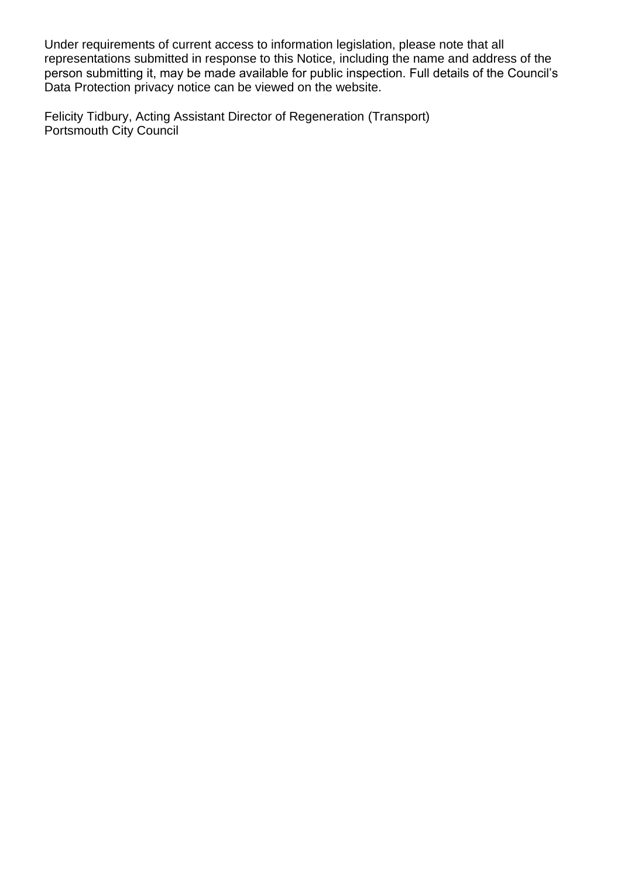Under requirements of current access to information legislation, please note that all representations submitted in response to this Notice, including the name and address of the person submitting it, may be made available for public inspection. Full details of the Council's Data Protection privacy notice can be viewed on the website.

Felicity Tidbury, Acting Assistant Director of Regeneration (Transport)
Portsmouth City Council